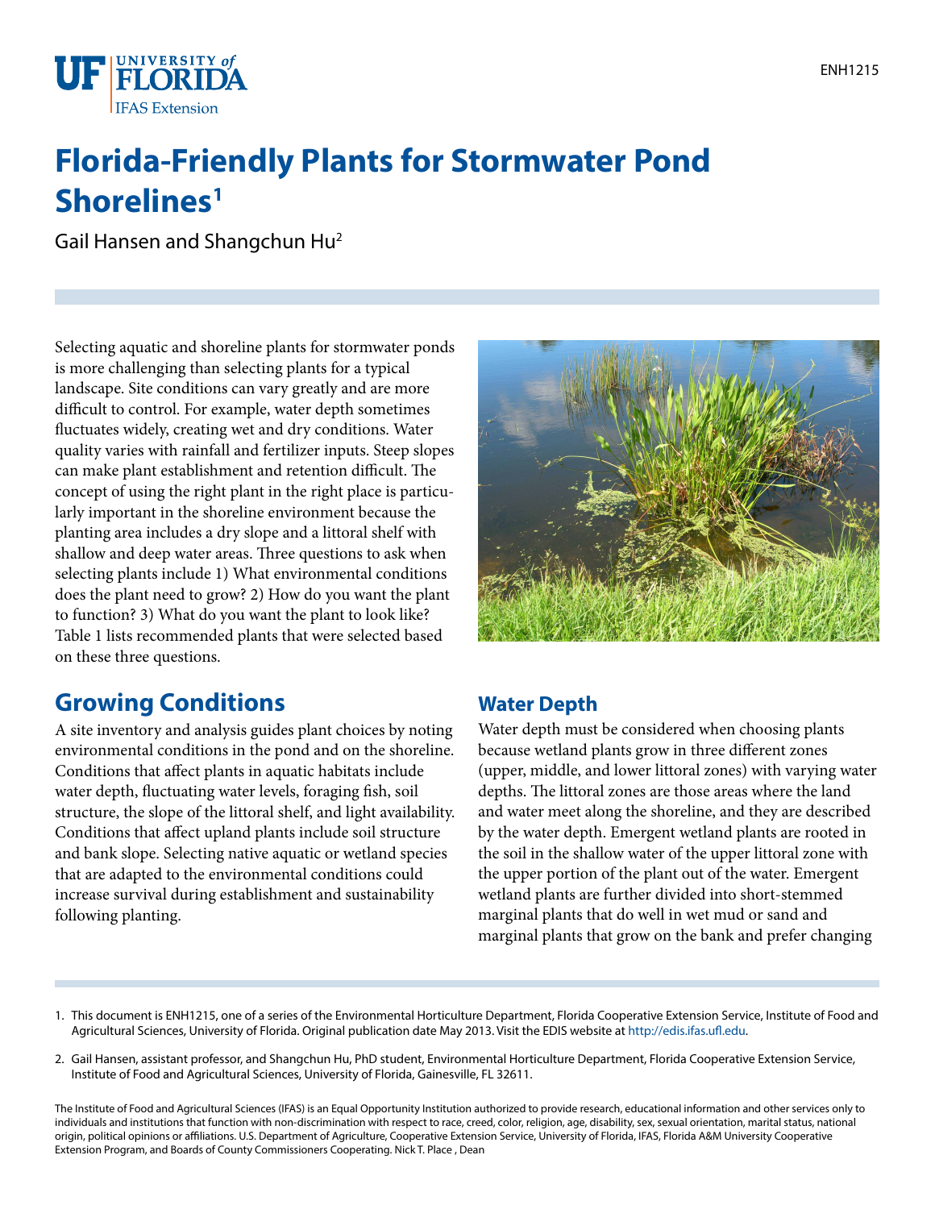# Florida-Friendly Plants for Stormwater Pond Shorelines[1]

Gail Hansen and Shangchun Hu[2]

Selecting aquatic and shoreline plants for stormwater ponds is more challenging than selecting plants for a typical landscape. Site conditions can vary greatly and are more difficult to control. For example, water depth sometimes fluctuates widely, creating wet and dry conditions. Water quality varies with rainfall and fertilizer inputs. Steep slopes can make plant establishment and retention difficult. The concept of using the right plant in the right place is particularly important in the shoreline environment because the planting area includes a dry slope and a littoral shelf with shallow and deep water areas. Three questions to ask when selecting plants include 1) What environmental conditions does the plant need to grow? 2) How do you want the plant to function? 3) What do you want the plant to look like? Table 1 lists recommended plants that were selected based on these three questions.

## Growing Conditions

A site inventory and analysis guides plant choices by noting environmental conditions in the pond and on the shoreline. Conditions that affect plants in aquatic habitats include water depth, fluctuating water levels, foraging fish, soil structure, the slope of the littoral shelf, and light availability. Conditions that affect upland plants include soil structure and bank slope. Selecting native aquatic or wetland species that are adapted to the environmental conditions could increase survival during establishment and sustainability following planting.

### Water Depth

Water depth must be considered when choosing plants because wetland plants grow in three different zones (upper, middle, and lower littoral zones) with varying water depths. The littoral zones are those areas where the land and water meet along the shoreline, and they are described by the water depth. Emergent wetland plants are rooted in the soil in the shallow water of the upper littoral zone with the upper portion of the plant out of the water. Emergent wetland plants are further divided into short-stemmed marginal plants that do well in wet mud or sand and marginal plants that grow on the bank and prefer changing

1. This document is ENH1215, one of a series of the Environmental Horticulture Department, Florida Cooperative Extension Service, Institute of Food and Agricultural Sciences, University of Florida. Original publication date May 2013. Visit the EDIS website at http://edis.ifas.ufl.edu.

2. Gail Hansen, assistant professor, and Shangchun Hu, PhD student, Environmental Horticulture Department, Florida Cooperative Extension Service, Institute of Food and Agricultural Sciences, University of Florida, Gainesville, FL 32611.

The Institute of Food and Agricultural Sciences (IFAS) is an Equal Opportunity Institution authorized to provide research, educational information and other services only to individuals and institutions that function with non-discrimination with respect to race, creed, color, religion, age, disability, sex, sexual orientation, marital status, national origin, political opinions or affiliations. U.S. Department of Agriculture, Cooperative Extension Service, University of Florida, IFAS, Florida A&M University Cooperative Extension Program, and Boards of County Commissioners Cooperating. Nick T. Place , Dean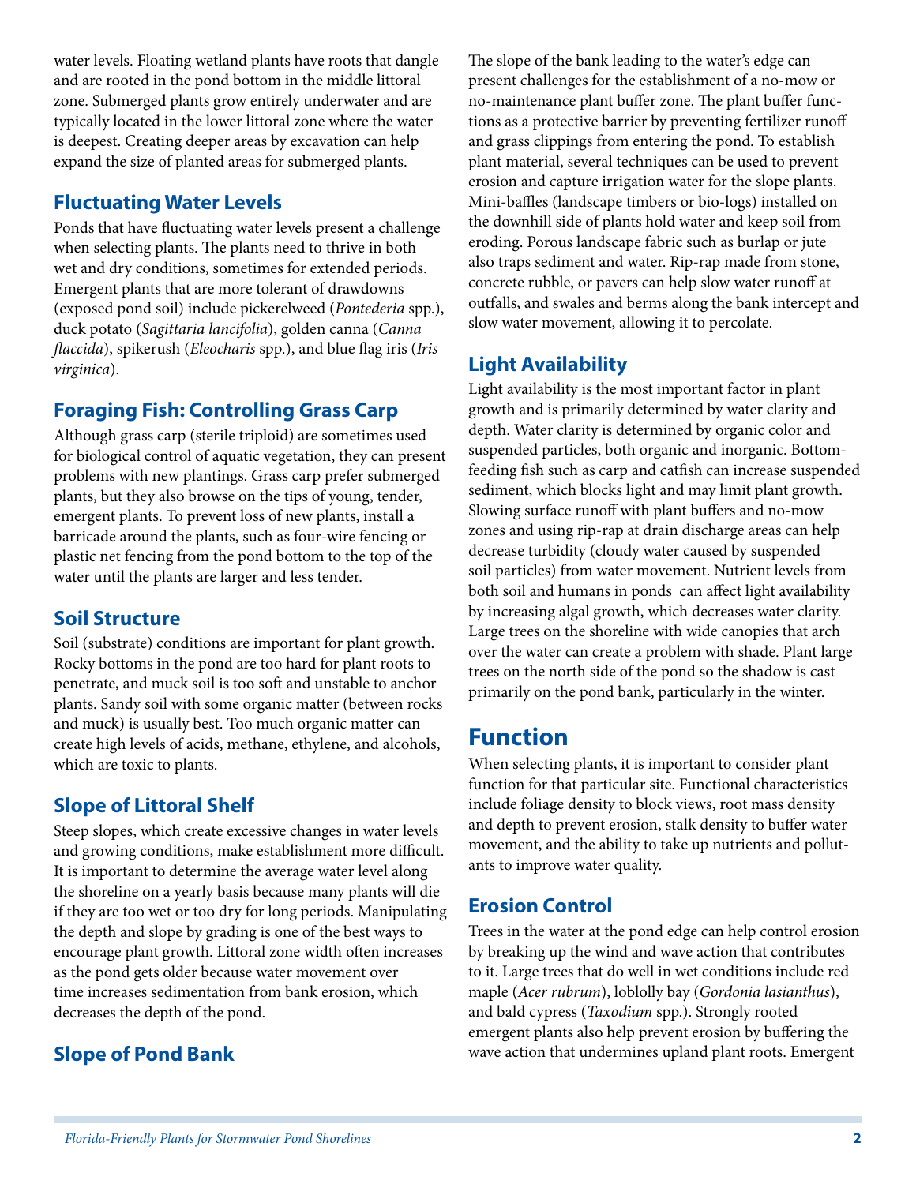water levels. Floating wetland plants have roots that dangle and are rooted in the pond bottom in the middle littoral zone. Submerged plants grow entirely underwater and are typically located in the lower littoral zone where the water is deepest. Creating deeper areas by excavation can help expand the size of planted areas for submerged plants.

### Fluctuating Water Levels

Ponds that have fluctuating water levels present a challenge when selecting plants. The plants need to thrive in both wet and dry conditions, sometimes for extended periods. Emergent plants that are more tolerant of drawdowns (exposed pond soil) include pickerelweed (*Pontederia* spp.), duck potato (*Sagittaria lancifolia*), golden canna (*Canna flaccida*), spikerush (*Eleocharis* spp.), and blue flag iris (*Iris virginica*).

### Foraging Fish: Controlling Grass Carp

Although grass carp (sterile triploid) are sometimes used for biological control of aquatic vegetation, they can present problems with new plantings. Grass carp prefer submerged plants, but they also browse on the tips of young, tender, emergent plants. To prevent loss of new plants, install a barricade around the plants, such as four-wire fencing or plastic net fencing from the pond bottom to the top of the water until the plants are larger and less tender.

### Soil Structure

Soil (substrate) conditions are important for plant growth. Rocky bottoms in the pond are too hard for plant roots to penetrate, and muck soil is too soft and unstable to anchor plants. Sandy soil with some organic matter (between rocks and muck) is usually best. Too much organic matter can create high levels of acids, methane, ethylene, and alcohols, which are toxic to plants.

### Slope of Littoral Shelf

Steep slopes, which create excessive changes in water levels and growing conditions, make establishment more difficult. It is important to determine the average water level along the shoreline on a yearly basis because many plants will die if they are too wet or too dry for long periods. Manipulating the depth and slope by grading is one of the best ways to encourage plant growth. Littoral zone width often increases as the pond gets older because water movement over time increases sedimentation from bank erosion, which decreases the depth of the pond.

### Slope of Pond Bank

The slope of the bank leading to the water's edge can present challenges for the establishment of a no-mow or no-maintenance plant buffer zone. The plant buffer functions as a protective barrier by preventing fertilizer runoff and grass clippings from entering the pond. To establish plant material, several techniques can be used to prevent erosion and capture irrigation water for the slope plants. Mini-baffles (landscape timbers or bio-logs) installed on the downhill side of plants hold water and keep soil from eroding. Porous landscape fabric such as burlap or jute also traps sediment and water. Rip-rap made from stone, concrete rubble, or pavers can help slow water runoff at outfalls, and swales and berms along the bank intercept and slow water movement, allowing it to percolate.

### Light Availability

Light availability is the most important factor in plant growth and is primarily determined by water clarity and depth. Water clarity is determined by organic color and suspended particles, both organic and inorganic. Bottom-feeding fish such as carp and catfish can increase suspended sediment, which blocks light and may limit plant growth. Slowing surface runoff with plant buffers and no-mow zones and using rip-rap at drain discharge areas can help decrease turbidity (cloudy water caused by suspended soil particles) from water movement. Nutrient levels from both soil and humans in ponds can affect light availability by increasing algal growth, which decreases water clarity. Large trees on the shoreline with wide canopies that arch over the water can create a problem with shade. Plant large trees on the north side of the pond so the shadow is cast primarily on the pond bank, particularly in the winter.

## Function

When selecting plants, it is important to consider plant function for that particular site. Functional characteristics include foliage density to block views, root mass density and depth to prevent erosion, stalk density to buffer water movement, and the ability to take up nutrients and pollutants to improve water quality.

### Erosion Control

Trees in the water at the pond edge can help control erosion by breaking up the wind and wave action that contributes to it. Large trees that do well in wet conditions include red maple (*Acer rubrum*), loblolly bay (*Gordonia lasianthus*), and bald cypress (*Taxodium* spp.). Strongly rooted emergent plants also help prevent erosion by buffering the wave action that undermines upland plant roots. Emergent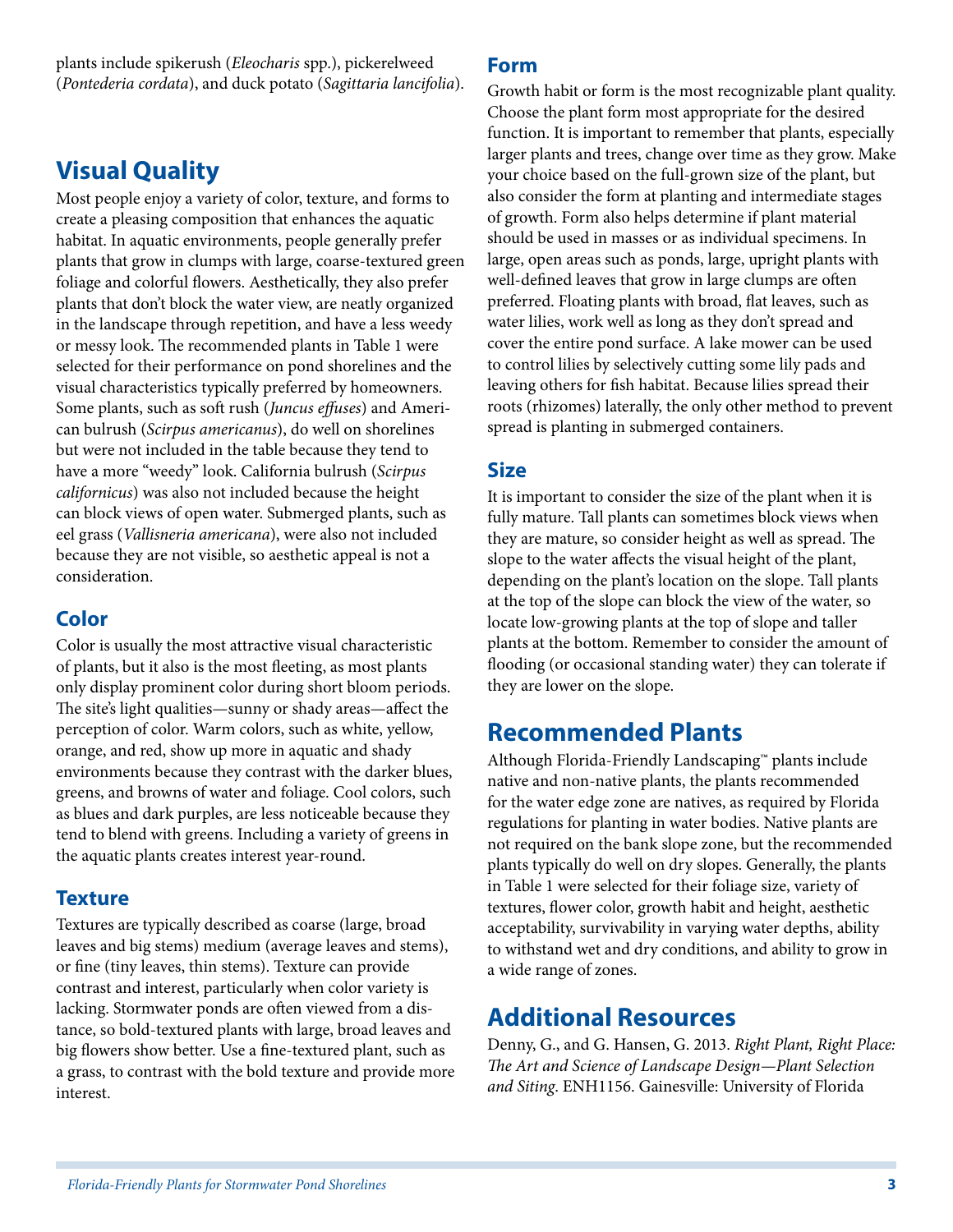plants include spikerush (*Eleocharis* spp.), pickerelweed (*Pontederia cordata*), and duck potato (*Sagittaria lancifolia*).

## Visual Quality

Most people enjoy a variety of color, texture, and forms to create a pleasing composition that enhances the aquatic habitat. In aquatic environments, people generally prefer plants that grow in clumps with large, coarse-textured green foliage and colorful flowers. Aesthetically, they also prefer plants that don't block the water view, are neatly organized in the landscape through repetition, and have a less weedy or messy look. The recommended plants in Table 1 were selected for their performance on pond shorelines and the visual characteristics typically preferred by homeowners. Some plants, such as soft rush (*Juncus effuses*) and American bulrush (*Scirpus americanus*), do well on shorelines but were not included in the table because they tend to have a more "weedy" look. California bulrush (*Scirpus californicus*) was also not included because the height can block views of open water. Submerged plants, such as eel grass (*Vallisneria americana*), were also not included because they are not visible, so aesthetic appeal is not a consideration.

### Color

Color is usually the most attractive visual characteristic of plants, but it also is the most fleeting, as most plants only display prominent color during short bloom periods. The site's light qualities—sunny or shady areas—affect the perception of color. Warm colors, such as white, yellow, orange, and red, show up more in aquatic and shady environments because they contrast with the darker blues, greens, and browns of water and foliage. Cool colors, such as blues and dark purples, are less noticeable because they tend to blend with greens. Including a variety of greens in the aquatic plants creates interest year-round.

### Texture

Textures are typically described as coarse (large, broad leaves and big stems) medium (average leaves and stems), or fine (tiny leaves, thin stems). Texture can provide contrast and interest, particularly when color variety is lacking. Stormwater ponds are often viewed from a distance, so bold-textured plants with large, broad leaves and big flowers show better. Use a fine-textured plant, such as a grass, to contrast with the bold texture and provide more interest.

### Form

Growth habit or form is the most recognizable plant quality. Choose the plant form most appropriate for the desired function. It is important to remember that plants, especially larger plants and trees, change over time as they grow. Make your choice based on the full-grown size of the plant, but also consider the form at planting and intermediate stages of growth. Form also helps determine if plant material should be used in masses or as individual specimens. In large, open areas such as ponds, large, upright plants with well-defined leaves that grow in large clumps are often preferred. Floating plants with broad, flat leaves, such as water lilies, work well as long as they don't spread and cover the entire pond surface. A lake mower can be used to control lilies by selectively cutting some lily pads and leaving others for fish habitat. Because lilies spread their roots (rhizomes) laterally, the only other method to prevent spread is planting in submerged containers.

### Size

It is important to consider the size of the plant when it is fully mature. Tall plants can sometimes block views when they are mature, so consider height as well as spread. The slope to the water affects the visual height of the plant, depending on the plant's location on the slope. Tall plants at the top of the slope can block the view of the water, so locate low-growing plants at the top of slope and taller plants at the bottom. Remember to consider the amount of flooding (or occasional standing water) they can tolerate if they are lower on the slope.

## Recommended Plants

Although Florida-Friendly Landscaping™ plants include native and non-native plants, the plants recommended for the water edge zone are natives, as required by Florida regulations for planting in water bodies. Native plants are not required on the bank slope zone, but the recommended plants typically do well on dry slopes. Generally, the plants in Table 1 were selected for their foliage size, variety of textures, flower color, growth habit and height, aesthetic acceptability, survivability in varying water depths, ability to withstand wet and dry conditions, and ability to grow in a wide range of zones.

## Additional Resources

Denny, G., and G. Hansen, G. 2013. *Right Plant, Right Place: The Art and Science of Landscape Design—Plant Selection and Siting*. ENH1156. Gainesville: University of Florida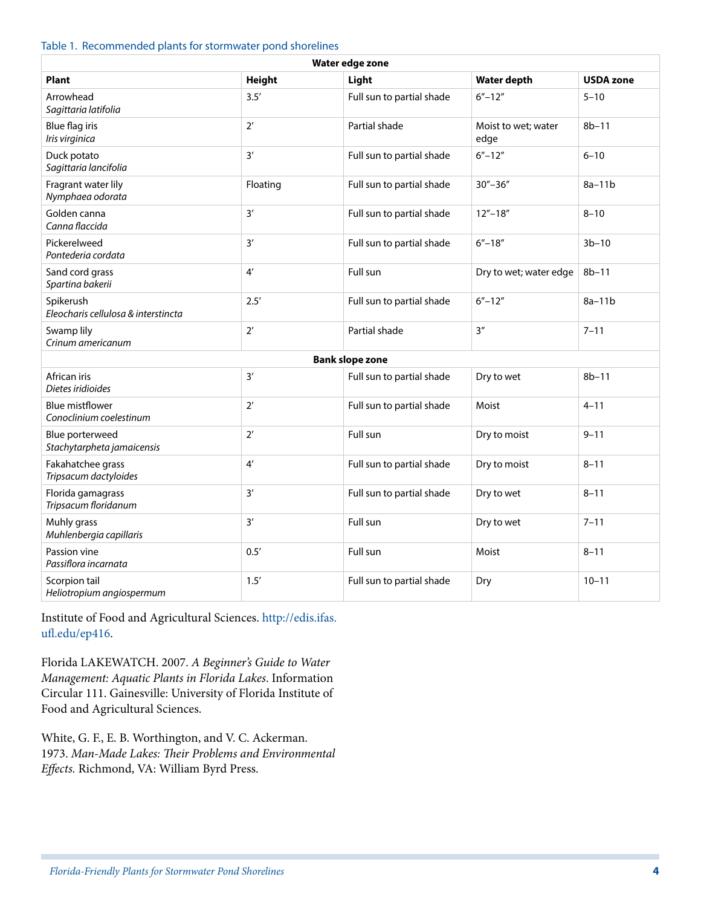Table 1. Recommended plants for stormwater pond shorelines

| Water edge zone | | | | |
|---|---|---|---|---|
| **Plant** | **Height** | **Light** | **Water depth** | **USDA zone** |
| Arrowhead<br>*Sagittaria latifolia* | 3.5′ | Full sun to partial shade | 6″–12″ | 5–10 |
| Blue flag iris<br>*Iris virginica* | 2′ | Partial shade | Moist to wet; water edge | 8b–11 |
| Duck potato<br>*Sagittaria lancifolia* | 3′ | Full sun to partial shade | 6″–12″ | 6–10 |
| Fragrant water lily<br>*Nymphaea odorata* | Floating | Full sun to partial shade | 30″–36″ | 8a–11b |
| Golden canna<br>*Canna flaccida* | 3′ | Full sun to partial shade | 12″–18″ | 8–10 |
| Pickerelweed<br>*Pontederia cordata* | 3′ | Full sun to partial shade | 6″–18″ | 3b–10 |
| Sand cord grass<br>*Spartina bakerii* | 4′ | Full sun | Dry to wet; water edge | 8b–11 |
| Spikerush<br>*Eleocharis cellulosa & interstincta* | 2.5′ | Full sun to partial shade | 6″–12″ | 8a–11b |
| Swamp lily<br>*Crinum americanum* | 2′ | Partial shade | 3″ | 7–11 |
| **Bank slope zone** | | | | |
| African iris<br>*Dietes iridioides* | 3′ | Full sun to partial shade | Dry to wet | 8b–11 |
| Blue mistflower<br>*Conoclinium coelestinum* | 2′ | Full sun to partial shade | Moist | 4–11 |
| Blue porterweed<br>*Stachytarpheta jamaicensis* | 2′ | Full sun | Dry to moist | 9–11 |
| Fakahatchee grass<br>*Tripsacum dactyloides* | 4′ | Full sun to partial shade | Dry to moist | 8–11 |
| Florida gamagrass<br>*Tripsacum floridanum* | 3′ | Full sun to partial shade | Dry to wet | 8–11 |
| Muhly grass<br>*Muhlenbergia capillaris* | 3′ | Full sun | Dry to wet | 7–11 |
| Passion vine<br>*Passiflora incarnata* | 0.5′ | Full sun | Moist | 8–11 |
| Scorpion tail<br>*Heliotropium angiospermum* | 1.5′ | Full sun to partial shade | Dry | 10–11 |

Institute of Food and Agricultural Sciences. http://edis.ifas.ufl.edu/ep416.

Florida LAKEWATCH. 2007. *A Beginner's Guide to Water Management: Aquatic Plants in Florida Lakes*. Information Circular 111. Gainesville: University of Florida Institute of Food and Agricultural Sciences.

White, G. F., E. B. Worthington, and V. C. Ackerman. 1973. *Man-Made Lakes: Their Problems and Environmental Effects*. Richmond, VA: William Byrd Press.